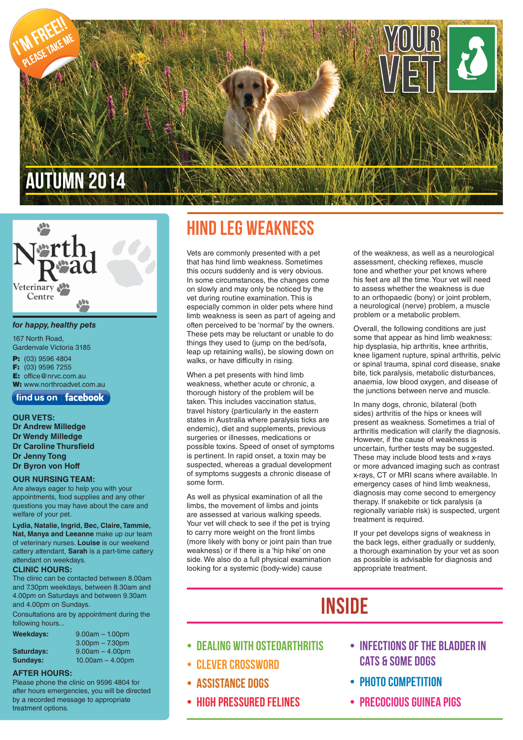I'M FREE!! PLEASE TAKE ME

# YOUR VET

## AUTUMN 2014

North Road Veterinary Centre

*for happy, healthy pets*

167 North Road,
Gardenvale Victoria 3185

**P:** (03) 9596 4804
**F:** (03) 9596 7255
**E:** office@nrvc.com.au
**W:** www.northroadvet.com.au

find us on facebook

**OUR VETS:**
**Dr Andrew Milledge**
**Dr Wendy Milledge**
**Dr Caroline Thursfield**
**Dr Jenny Tong**
**Dr Byron von Hoff**

**OUR NURSING TEAM:**
Are always eager to help you with your appointments, food supplies and any other questions you may have about the care and welfare of your pet.

**Lydia, Natalie, Ingrid, Bec, Claire, Tammie, Nat, Manya and Leeanne** make up our team of veterinary nurses. **Louise** is our weekend cattery attendant, **Sarah** is a part-time cattery attendant on weekdays.

**CLINIC HOURS:**
The clinic can be contacted between 8.00am and 7.30pm weekdays, between 8.30am and 4.00pm on Saturdays and between 9.30am and 4.00pm on Sundays.

Consultations are by appointment during the following hours...

| | |
|---|---|
| **Weekdays:** | 9.00am – 1.00pm |
| | 3.00pm – 7.30pm |
| **Saturdays:** | 9.00am – 4.00pm |
| **Sundays:** | 10.00am – 4.00pm |

**AFTER HOURS:**
Please phone the clinic on 9596 4804 for after hours emergencies, you will be directed by a recorded message to appropriate treatment options.

# HIND LEG WEAKNESS

Vets are commonly presented with a pet that has hind limb weakness. Sometimes this occurs suddenly and is very obvious. In some circumstances, the changes come on slowly and may only be noticed by the vet during routine examination. This is especially common in older pets where hind limb weakness is seen as part of ageing and often perceived to be 'normal' by the owners. These pets may be reluctant or unable to do things they used to (jump on the bed/sofa, leap up retaining walls), be slowing down on walks, or have difficulty in rising.

When a pet presents with hind limb weakness, whether acute or chronic, a thorough history of the problem will be taken. This includes vaccination status, travel history (particularly in the eastern states in Australia where paralysis ticks are endemic), diet and supplements, previous surgeries or illnesses, medications or possible toxins. Speed of onset of symptoms is pertinent. In rapid onset, a toxin may be suspected, whereas a gradual development of symptoms suggests a chronic disease of some form.

As well as physical examination of all the limbs, the movement of limbs and joints are assessed at various walking speeds. Your vet will check to see if the pet is trying to carry more weight on the front limbs (more likely with bony or joint pain than true weakness) or if there is a 'hip hike' on one side. We also do a full physical examination looking for a systemic (body-wide) cause of the weakness, as well as a neurological assessment, checking reflexes, muscle tone and whether your pet knows where his feet are all the time. Your vet will need to assess whether the weakness is due to an orthopaedic (bony) or joint problem, a neurological (nerve) problem, a muscle problem or a metabolic problem.

Overall, the following conditions are just some that appear as hind limb weakness: hip dysplasia, hip arthritis, knee arthritis, knee ligament rupture, spinal arthritis, pelvic or spinal trauma, spinal cord disease, snake bite, tick paralysis, metabolic disturbances, anaemia, low blood oxygen, and disease of the junctions between nerve and muscle.

In many dogs, chronic, bilateral (both sides) arthritis of the hips or knees will present as weakness. Sometimes a trial of arthritis medication will clarify the diagnosis. However, if the cause of weakness is uncertain, further tests may be suggested. These may include blood tests and x-rays or more advanced imaging such as contrast x-rays, CT or MRI scans where available. In emergency cases of hind limb weakness, diagnosis may come second to emergency therapy. If snakebite or tick paralysis (a regionally variable risk) is suspected, urgent treatment is required.

If your pet develops signs of weakness in the back legs, either gradually or suddenly, a thorough examination by your vet as soon as possible is advisable for diagnosis and appropriate treatment.

# INSIDE

- DEALING WITH OSTEOARTHRITIS
- CLEVER CROSSWORD
- ASSISTANCE DOGS
- HIGH PRESSURED FELINES
- INFECTIONS OF THE BLADDER IN CATS & SOME DOGS
- PHOTO COMPETITION
- PRECOCIOUS GUINEA PIGS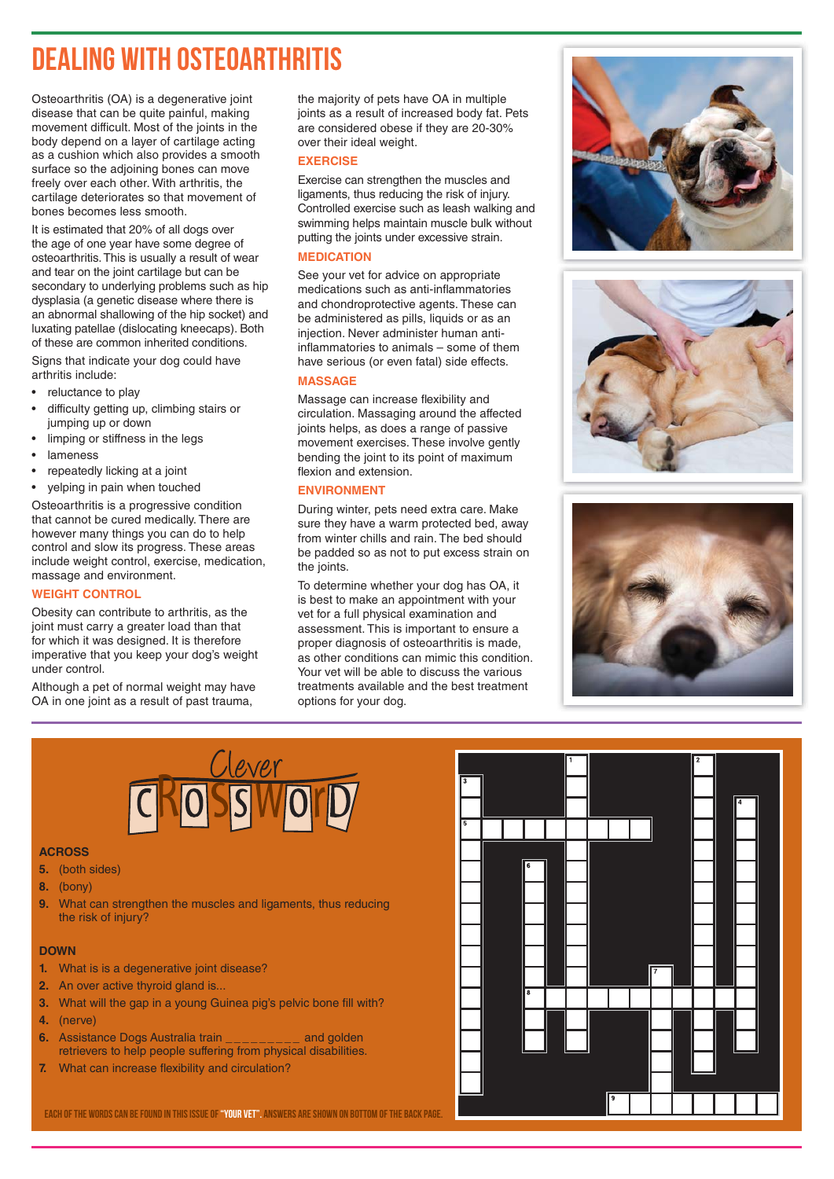# DEALING WITH OSTEOARTHRITIS

Osteoarthritis (OA) is a degenerative joint disease that can be quite painful, making movement difficult. Most of the joints in the body depend on a layer of cartilage acting as a cushion which also provides a smooth surface so the adjoining bones can move freely over each other. With arthritis, the cartilage deteriorates so that movement of bones becomes less smooth.

It is estimated that 20% of all dogs over the age of one year have some degree of osteoarthritis. This is usually a result of wear and tear on the joint cartilage but can be secondary to underlying problems such as hip dysplasia (a genetic disease where there is an abnormal shallowing of the hip socket) and luxating patellae (dislocating kneecaps). Both of these are common inherited conditions.

Signs that indicate your dog could have arthritis include:

- reluctance to play
- difficulty getting up, climbing stairs or jumping up or down
- limping or stiffness in the legs
- lameness
- repeatedly licking at a joint
- yelping in pain when touched

Osteoarthritis is a progressive condition that cannot be cured medically. There are however many things you can do to help control and slow its progress. These areas include weight control, exercise, medication, massage and environment.

### WEIGHT CONTROL

Obesity can contribute to arthritis, as the joint must carry a greater load than that for which it was designed. It is therefore imperative that you keep your dog's weight under control.

Although a pet of normal weight may have OA in one joint as a result of past trauma, the majority of pets have OA in multiple joints as a result of increased body fat. Pets are considered obese if they are 20-30% over their ideal weight.

### EXERCISE

Exercise can strengthen the muscles and ligaments, thus reducing the risk of injury. Controlled exercise such as leash walking and swimming helps maintain muscle bulk without putting the joints under excessive strain.

### MEDICATION

See your vet for advice on appropriate medications such as anti-inflammatories and chondroprotective agents. These can be administered as pills, liquids or as an injection. Never administer human anti-inflammatories to animals – some of them have serious (or even fatal) side effects.

### MASSAGE

Massage can increase flexibility and circulation. Massaging around the affected joints helps, as does a range of passive movement exercises. These involve gently bending the joint to its point of maximum flexion and extension.

### ENVIRONMENT

During winter, pets need extra care. Make sure they have a warm protected bed, away from winter chills and rain. The bed should be padded so as not to put excess strain on the joints.

To determine whether your dog has OA, it is best to make an appointment with your vet for a full physical examination and assessment. This is important to ensure a proper diagnosis of osteoarthritis is made, as other conditions can mimic this condition. Your vet will be able to discuss the various treatments available and the best treatment options for your dog.

## Clever CROSSWORD

**ACROSS**

5. (both sides)
8. (bony)
9. What can strengthen the muscles and ligaments, thus reducing the risk of injury?

**DOWN**

1. What is is a degenerative joint disease?
2. An over active thyroid gland is...
3. What will the gap in a young Guinea pig's pelvic bone fill with?
4. (nerve)
6. Assistance Dogs Australia train _________ and golden retrievers to help people suffering from physical disabilities.
7. What can increase flexibility and circulation?

EACH OF THE WORDS CAN BE FOUND IN THIS ISSUE OF "YOUR VET". ANSWERS ARE SHOWN ON BOTTOM OF THE BACK PAGE.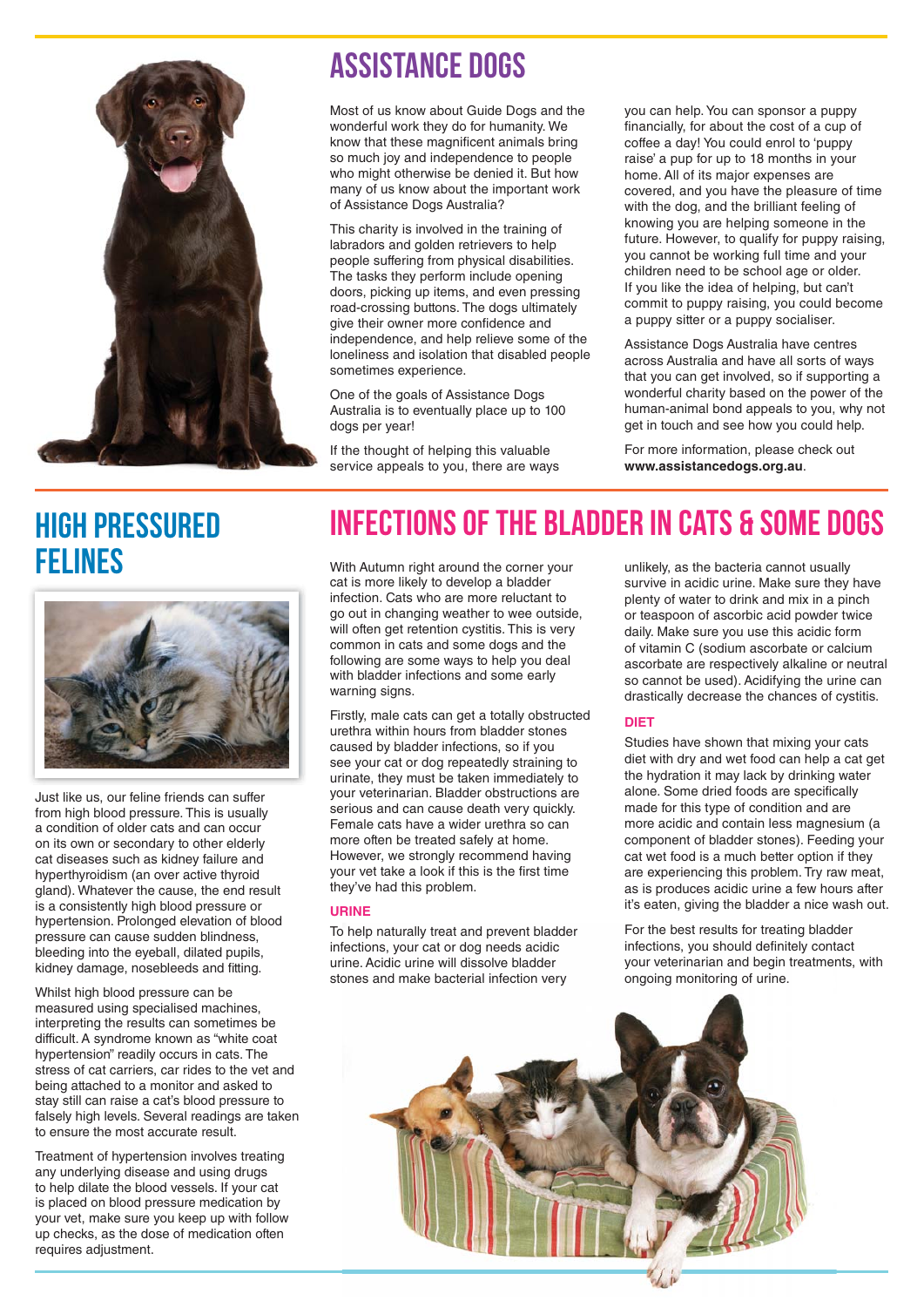## ASSISTANCE DOGS

Most of us know about Guide Dogs and the wonderful work they do for humanity. We know that these magnificent animals bring so much joy and independence to people who might otherwise be denied it. But how many of us know about the important work of Assistance Dogs Australia?

This charity is involved in the training of labradors and golden retrievers to help people suffering from physical disabilities. The tasks they perform include opening doors, picking up items, and even pressing road-crossing buttons. The dogs ultimately give their owner more confidence and independence, and help relieve some of the loneliness and isolation that disabled people sometimes experience.

One of the goals of Assistance Dogs Australia is to eventually place up to 100 dogs per year!

If the thought of helping this valuable service appeals to you, there are ways you can help. You can sponsor a puppy financially, for about the cost of a cup of coffee a day! You could enrol to 'puppy raise' a pup for up to 18 months in your home. All of its major expenses are covered, and you have the pleasure of time with the dog, and the brilliant feeling of knowing you are helping someone in the future. However, to qualify for puppy raising, you cannot be working full time and your children need to be school age or older. If you like the idea of helping, but can't commit to puppy raising, you could become a puppy sitter or a puppy socialiser.

Assistance Dogs Australia have centres across Australia and have all sorts of ways that you can get involved, so if supporting a wonderful charity based on the power of the human-animal bond appeals to you, why not get in touch and see how you could help.

For more information, please check out **www.assistancedogs.org.au**.

## HIGH PRESSURED FELINES

Just like us, our feline friends can suffer from high blood pressure. This is usually a condition of older cats and can occur on its own or secondary to other elderly cat diseases such as kidney failure and hyperthyroidism (an over active thyroid gland). Whatever the cause, the end result is a consistently high blood pressure or hypertension. Prolonged elevation of blood pressure can cause sudden blindness, bleeding into the eyeball, dilated pupils, kidney damage, nosebleeds and fitting.

Whilst high blood pressure can be measured using specialised machines, interpreting the results can sometimes be difficult. A syndrome known as "white coat hypertension" readily occurs in cats. The stress of cat carriers, car rides to the vet and being attached to a monitor and asked to stay still can raise a cat's blood pressure to falsely high levels. Several readings are taken to ensure the most accurate result.

Treatment of hypertension involves treating any underlying disease and using drugs to help dilate the blood vessels. If your cat is placed on blood pressure medication by your vet, make sure you keep up with follow up checks, as the dose of medication often requires adjustment.

## INFECTIONS OF THE BLADDER IN CATS & SOME DOGS

With Autumn right around the corner your cat is more likely to develop a bladder infection. Cats who are more reluctant to go out in changing weather to wee outside, will often get retention cystitis. This is very common in cats and some dogs and the following are some ways to help you deal with bladder infections and some early warning signs.

Firstly, male cats can get a totally obstructed urethra within hours from bladder stones caused by bladder infections, so if you see your cat or dog repeatedly straining to urinate, they must be taken immediately to your veterinarian. Bladder obstructions are serious and can cause death very quickly. Female cats have a wider urethra so can more often be treated safely at home. However, we strongly recommend having your vet take a look if this is the first time they've had this problem.

### URINE

To help naturally treat and prevent bladder infections, your cat or dog needs acidic urine. Acidic urine will dissolve bladder stones and make bacterial infection very unlikely, as the bacteria cannot usually survive in acidic urine. Make sure they have plenty of water to drink and mix in a pinch or teaspoon of ascorbic acid powder twice daily. Make sure you use this acidic form of vitamin C (sodium ascorbate or calcium ascorbate are respectively alkaline or neutral so cannot be used). Acidifying the urine can drastically decrease the chances of cystitis.

### DIET

Studies have shown that mixing your cats diet with dry and wet food can help a cat get the hydration it may lack by drinking water alone. Some dried foods are specifically made for this type of condition and are more acidic and contain less magnesium (a component of bladder stones). Feeding your cat wet food is a much better option if they are experiencing this problem. Try raw meat, as is produces acidic urine a few hours after it's eaten, giving the bladder a nice wash out.

For the best results for treating bladder infections, you should definitely contact your veterinarian and begin treatments, with ongoing monitoring of urine.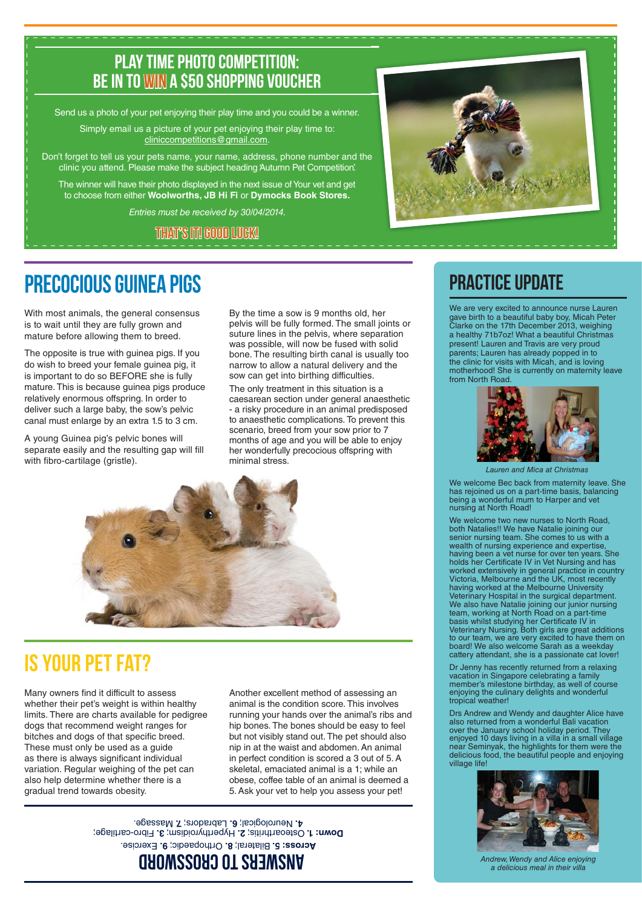## PLAY TIME PHOTO COMPETITION: BE IN TO WIN A $50 SHOPPING VOUCHER

Send us a photo of your pet enjoying their play time and you could be a winner.

Simply email us a picture of your pet enjoying their play time to: cliniccompetitions@gmail.com.

Don't forget to tell us your pets name, your name, address, phone number and the clinic you attend. Please make the subject heading 'Autumn Pet Competition'.

The winner will have their photo displayed in the next issue of Your vet and get to choose from either **Woolworths, JB Hi Fi** or **Dymocks Book Stores.**

*Entries must be received by 30/04/2014.*

THAT'S IT! GOOD LUCK!

## PRECOCIOUS GUINEA PIGS

With most animals, the general consensus is to wait until they are fully grown and mature before allowing them to breed.

The opposite is true with guinea pigs. If you do wish to breed your female guinea pig, it is important to do so BEFORE she is fully mature. This is because guinea pigs produce relatively enormous offspring. In order to deliver such a large baby, the sow's pelvic canal must enlarge by an extra 1.5 to 3 cm.

A young Guinea pig's pelvic bones will separate easily and the resulting gap will fill with fibro-cartilage (gristle).

By the time a sow is 9 months old, her pelvis will be fully formed. The small joints or suture lines in the pelvis, where separation was possible, will now be fused with solid bone. The resulting birth canal is usually too narrow to allow a natural delivery and the sow can get into birthing difficulties.

The only treatment in this situation is a caesarean section under general anaesthetic - a risky procedure in an animal predisposed to anaesthetic complications. To prevent this scenario, breed from your sow prior to 7 months of age and you will be able to enjoy her wonderfully precocious offspring with minimal stress.

## IS YOUR PET FAT?

Many owners find it difficult to assess whether their pet's weight is within healthy limits. There are charts available for pedigree dogs that recommend weight ranges for bitches and dogs of that specific breed. These must only be used as a guide as there is always significant individual variation. Regular weighing of the pet can also help determine whether there is a gradual trend towards obesity.

Another excellent method of assessing an animal is the condition score. This involves running your hands over the animal's ribs and hip bones. The bones should be easy to feel but not visibly stand out. The pet should also nip in at the waist and abdomen. An animal in perfect condition is scored a 3 out of 5. A skeletal, emaciated animal is a 1; while an obese, coffee table of an animal is deemed a 5. Ask your vet to help you assess your pet!

## ANSWERS TO CROSSWORD

**Across: 5.** Bilateral; **8.** Orthopaedic; **9.** Exercise.

**Down: 1.** Osteoarthritis; **2.** Hyperthyroidism; **3.** Fibro-cartilage; **4.** Neurological; **6.** Labradors; **7.** Massage.

## PRACTICE UPDATE

We are very excited to announce nurse Lauren gave birth to a beautiful baby boy, Micah Peter Clarke on the 17th December 2013, weighing a healthy 7lb7oz! What a beautiful Christmas present! Lauren and Travis are very proud parents; Lauren has already popped in to the clinic for visits with Micah, and is loving motherhood! She is currently on maternity leave from North Road.

*Lauren and Mica at Christmas*

We welcome Bec back from maternity leave. She has rejoined us on a part-time basis, balancing being a wonderful mum to Harper and vet nursing at North Road!

We welcome two new nurses to North Road, both Natalies!! We have Natalie joining our senior nursing team. She comes to us with a wealth of nursing experience and expertise, having been a vet nurse for over ten years. She holds her Certificate IV in Vet Nursing and has worked extensively in general practice in country Victoria, Melbourne and the UK, most recently having worked at the Melbourne University Veterinary Hospital in the surgical department. We also have Natalie joining our junior nursing team, working at North Road on a part-time basis whilst studying her Certificate IV in Veterinary Nursing. Both girls are great additions to our team, we are very excited to have them on board! We also welcome Sarah as a weekday cattery attendant, she is a passionate cat lover!

Dr Jenny has recently returned from a relaxing vacation in Singapore celebrating a family member's milestone birthday, as well of course enjoying the culinary delights and wonderful tropical weather!

Drs Andrew and Wendy and daughter Alice have also returned from a wonderful Bali vacation over the January school holiday period. They enjoyed 10 days living in a villa in a small village near Seminyak, the highlights for them were the delicious food, the beautiful people and enjoying village life!

*Andrew, Wendy and Alice enjoying a delicious meal in their villa*